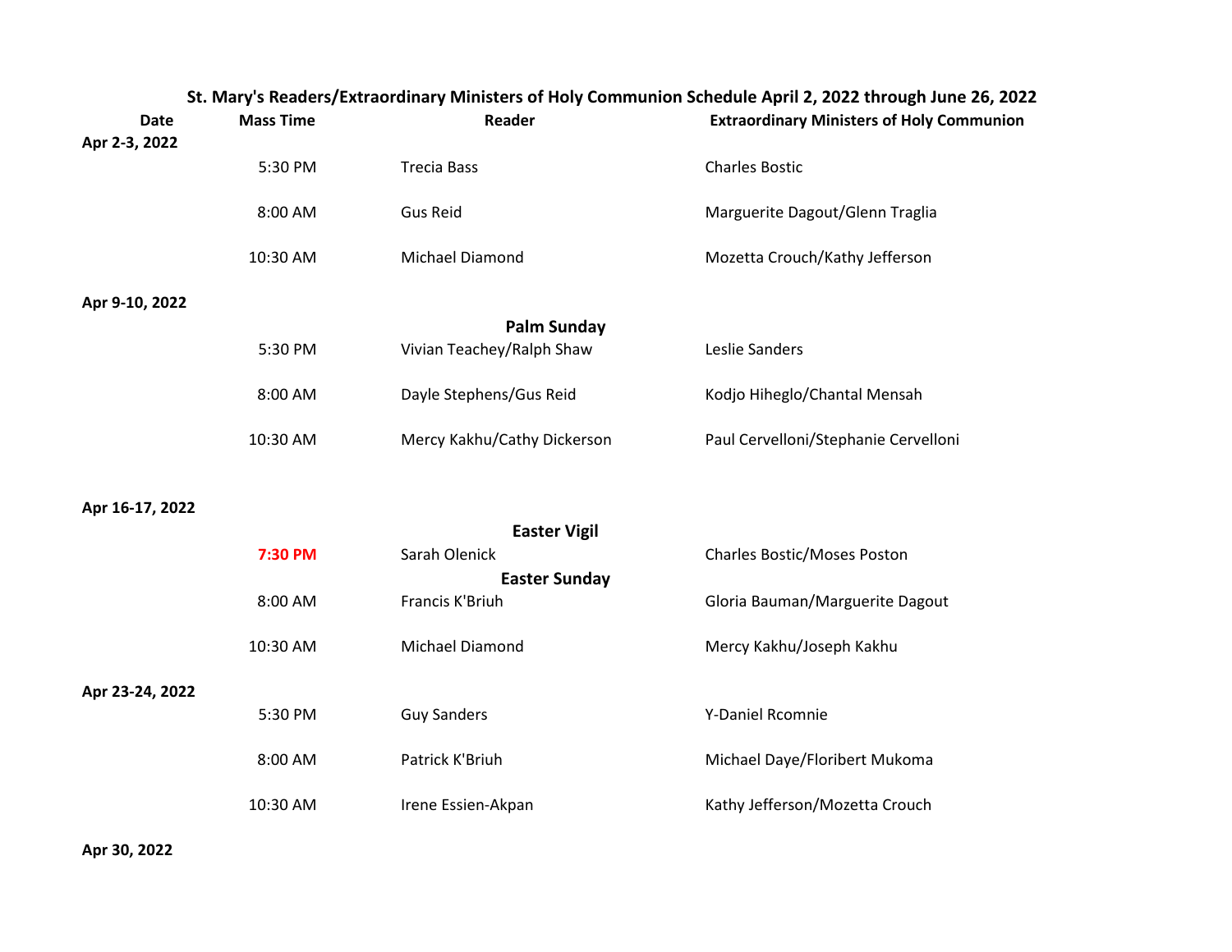# St. Mary's Readers/Extraordinary Ministers of Holy Communion Schedule April 2, 2022 through June 26, 2022

| Date | Mass Time | Reader | Extraordinary Ministers of Holy Communion |
|---|---|---|---|
| **Apr 2-3, 2022** | | | |
| | 5:30 PM | Trecia Bass | Charles Bostic |
| | 8:00 AM | Gus Reid | Marguerite Dagout/Glenn Traglia |
| | 10:30 AM | Michael Diamond | Mozetta Crouch/Kathy Jefferson |
| **Apr 9-10, 2022** | | | |
| | | **Palm Sunday** | |
| | 5:30 PM | Vivian Teachey/Ralph Shaw | Leslie Sanders |
| | 8:00 AM | Dayle Stephens/Gus Reid | Kodjo Hiheglo/Chantal Mensah |
| | 10:30 AM | Mercy Kakhu/Cathy Dickerson | Paul Cervelloni/Stephanie Cervelloni |
| **Apr 16-17, 2022** | | | |
| | | **Easter Vigil** | |
| | **7:30 PM** | Sarah Olenick | Charles Bostic/Moses Poston |
| | | **Easter Sunday** | |
| | 8:00 AM | Francis K'Briuh | Gloria Bauman/Marguerite Dagout |
| | 10:30 AM | Michael Diamond | Mercy Kakhu/Joseph Kakhu |
| **Apr 23-24, 2022** | | | |
| | 5:30 PM | Guy Sanders | Y-Daniel Rcomnie |
| | 8:00 AM | Patrick K'Briuh | Michael Daye/Floribert Mukoma |
| | 10:30 AM | Irene Essien-Akpan | Kathy Jefferson/Mozetta Crouch |
| **Apr 30, 2022** | | | |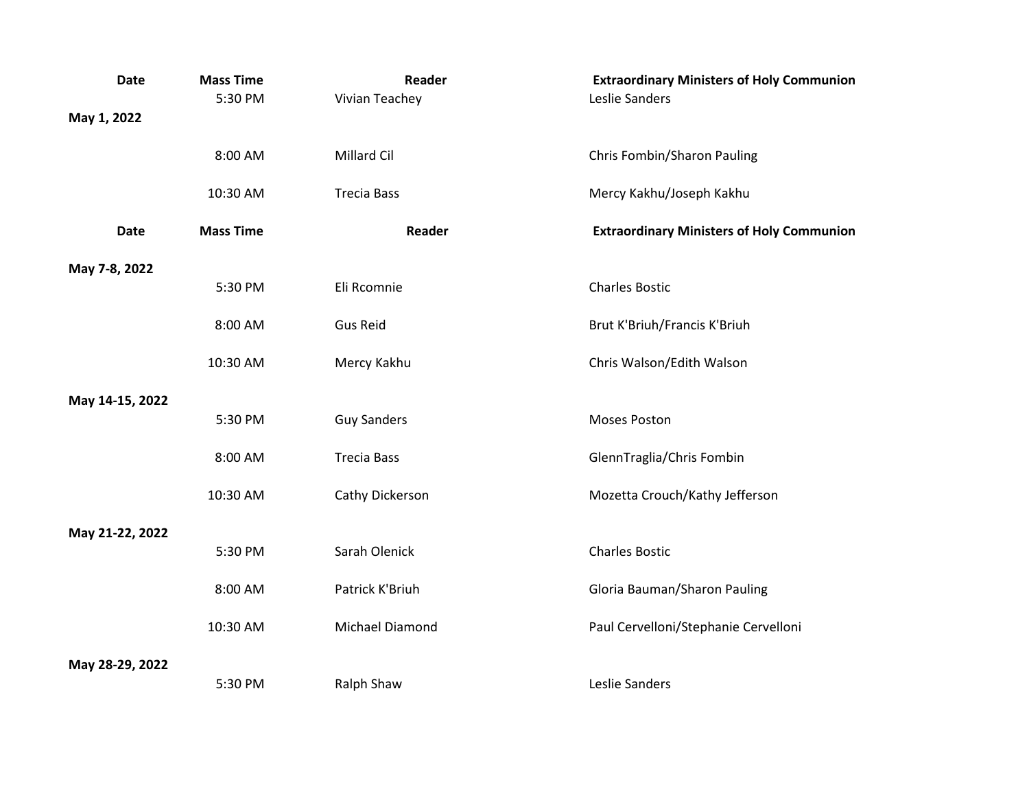| Date | Mass Time | Reader | Extraordinary Ministers of Holy Communion |
|---|---|---|---|
| | 5:30 PM | Vivian Teachey | Leslie Sanders |
| May 1, 2022 | | | |
| | 8:00 AM | Millard Cil | Chris Fombin/Sharon Pauling |
| | 10:30 AM | Trecia Bass | Mercy Kakhu/Joseph Kakhu |

| Date | Mass Time | Reader | Extraordinary Ministers of Holy Communion |
|---|---|---|---|
| May 7-8, 2022 | | | |
| | 5:30 PM | Eli Rcomnie | Charles Bostic |
| | 8:00 AM | Gus Reid | Brut K'Briuh/Francis K'Briuh |
| | 10:30 AM | Mercy Kakhu | Chris Walson/Edith Walson |
| May 14-15, 2022 | | | |
| | 5:30 PM | Guy Sanders | Moses Poston |
| | 8:00 AM | Trecia Bass | GlennTraglia/Chris Fombin |
| | 10:30 AM | Cathy Dickerson | Mozetta Crouch/Kathy Jefferson |
| May 21-22, 2022 | | | |
| | 5:30 PM | Sarah Olenick | Charles Bostic |
| | 8:00 AM | Patrick K'Briuh | Gloria Bauman/Sharon Pauling |
| | 10:30 AM | Michael Diamond | Paul Cervelloni/Stephanie Cervelloni |
| May 28-29, 2022 | | | |
| | 5:30 PM | Ralph Shaw | Leslie Sanders |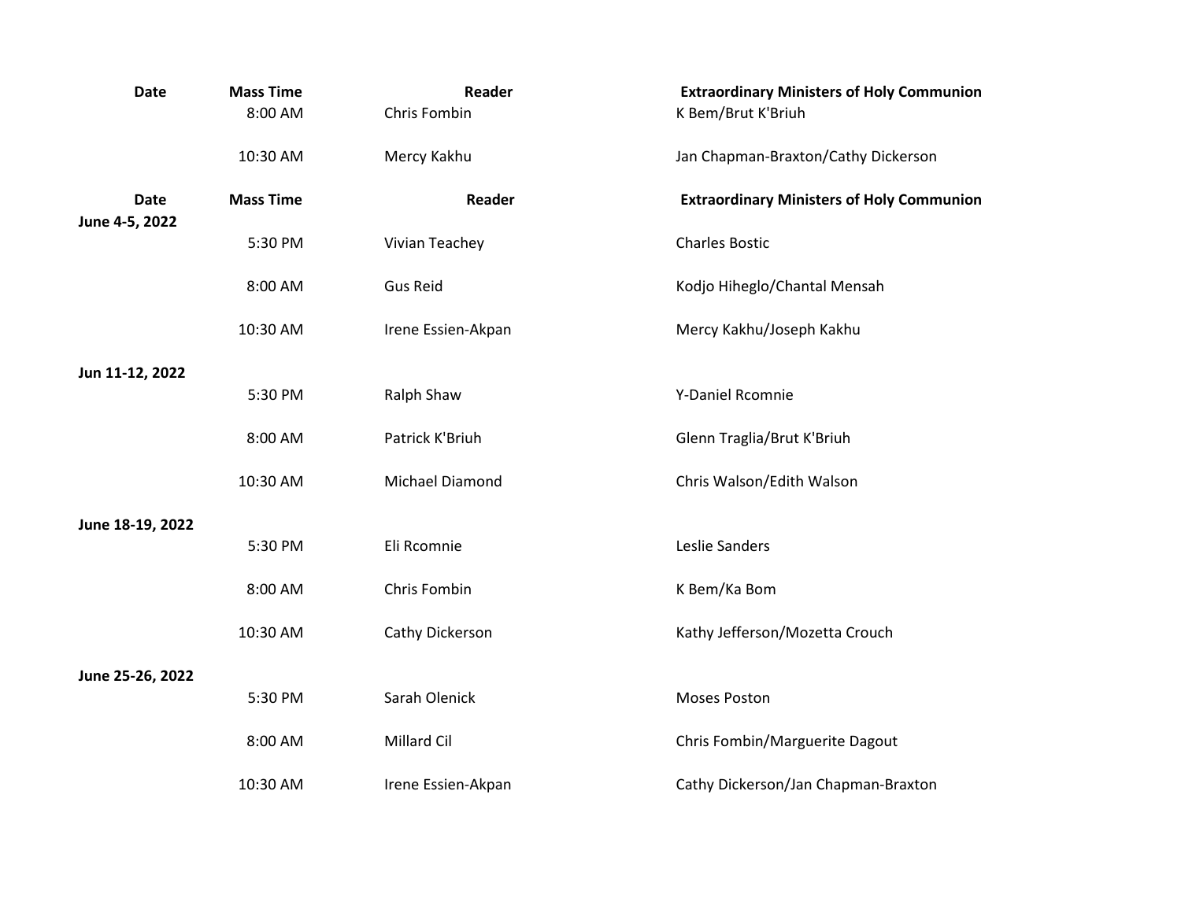| Date | Mass Time | Reader | Extraordinary Ministers of Holy Communion |
| --- | --- | --- | --- |
| | 8:00 AM | Chris Fombin | K Bem/Brut K'Briuh |
| | 10:30 AM | Mercy Kakhu | Jan Chapman-Braxton/Cathy Dickerson |

| Date | Mass Time | Reader | Extraordinary Ministers of Holy Communion |
| --- | --- | --- | --- |
| **June 4-5, 2022** | | | |
| | 5:30 PM | Vivian Teachey | Charles Bostic |
| | 8:00 AM | Gus Reid | Kodjo Hiheglo/Chantal Mensah |
| | 10:30 AM | Irene Essien-Akpan | Mercy Kakhu/Joseph Kakhu |
| **Jun 11-12, 2022** | | | |
| | 5:30 PM | Ralph Shaw | Y-Daniel Rcomnie |
| | 8:00 AM | Patrick K'Briuh | Glenn Traglia/Brut K'Briuh |
| | 10:30 AM | Michael Diamond | Chris Walson/Edith Walson |
| **June 18-19, 2022** | | | |
| | 5:30 PM | Eli Rcomnie | Leslie Sanders |
| | 8:00 AM | Chris Fombin | K Bem/Ka Bom |
| | 10:30 AM | Cathy Dickerson | Kathy Jefferson/Mozetta Crouch |
| **June 25-26, 2022** | | | |
| | 5:30 PM | Sarah Olenick | Moses Poston |
| | 8:00 AM | Millard Cil | Chris Fombin/Marguerite Dagout |
| | 10:30 AM | Irene Essien-Akpan | Cathy Dickerson/Jan Chapman-Braxton |